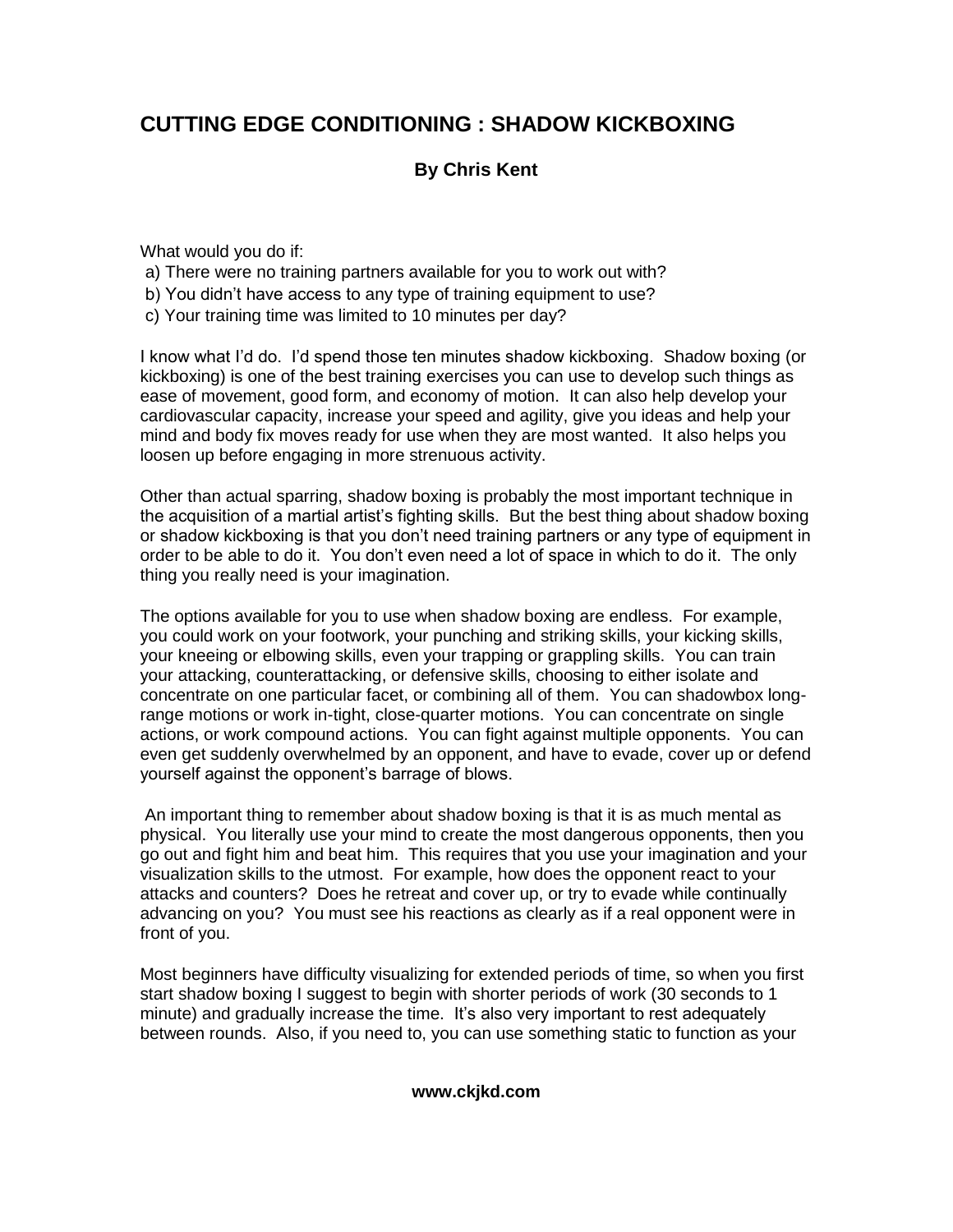# CUTTING EDGE CONDITIONING : SHADOW KICKBOXING

**By Chris Kent**

What would you do if:

a) There were no training partners available for you to work out with?
b) You didn't have access to any type of training equipment to use?
c) Your training time was limited to 10 minutes per day?

I know what I'd do. I'd spend those ten minutes shadow kickboxing. Shadow boxing (or kickboxing) is one of the best training exercises you can use to develop such things as ease of movement, good form, and economy of motion. It can also help develop your cardiovascular capacity, increase your speed and agility, give you ideas and help your mind and body fix moves ready for use when they are most wanted. It also helps you loosen up before engaging in more strenuous activity.

Other than actual sparring, shadow boxing is probably the most important technique in the acquisition of a martial artist's fighting skills. But the best thing about shadow boxing or shadow kickboxing is that you don't need training partners or any type of equipment in order to be able to do it. You don't even need a lot of space in which to do it. The only thing you really need is your imagination.

The options available for you to use when shadow boxing are endless. For example, you could work on your footwork, your punching and striking skills, your kicking skills, your kneeing or elbowing skills, even your trapping or grappling skills. You can train your attacking, counterattacking, or defensive skills, choosing to either isolate and concentrate on one particular facet, or combining all of them. You can shadowbox long-range motions or work in-tight, close-quarter motions. You can concentrate on single actions, or work compound actions. You can fight against multiple opponents. You can even get suddenly overwhelmed by an opponent, and have to evade, cover up or defend yourself against the opponent's barrage of blows.

An important thing to remember about shadow boxing is that it is as much mental as physical. You literally use your mind to create the most dangerous opponents, then you go out and fight him and beat him. This requires that you use your imagination and your visualization skills to the utmost. For example, how does the opponent react to your attacks and counters? Does he retreat and cover up, or try to evade while continually advancing on you? You must see his reactions as clearly as if a real opponent were in front of you.

Most beginners have difficulty visualizing for extended periods of time, so when you first start shadow boxing I suggest to begin with shorter periods of work (30 seconds to 1 minute) and gradually increase the time. It's also very important to rest adequately between rounds. Also, if you need to, you can use something static to function as your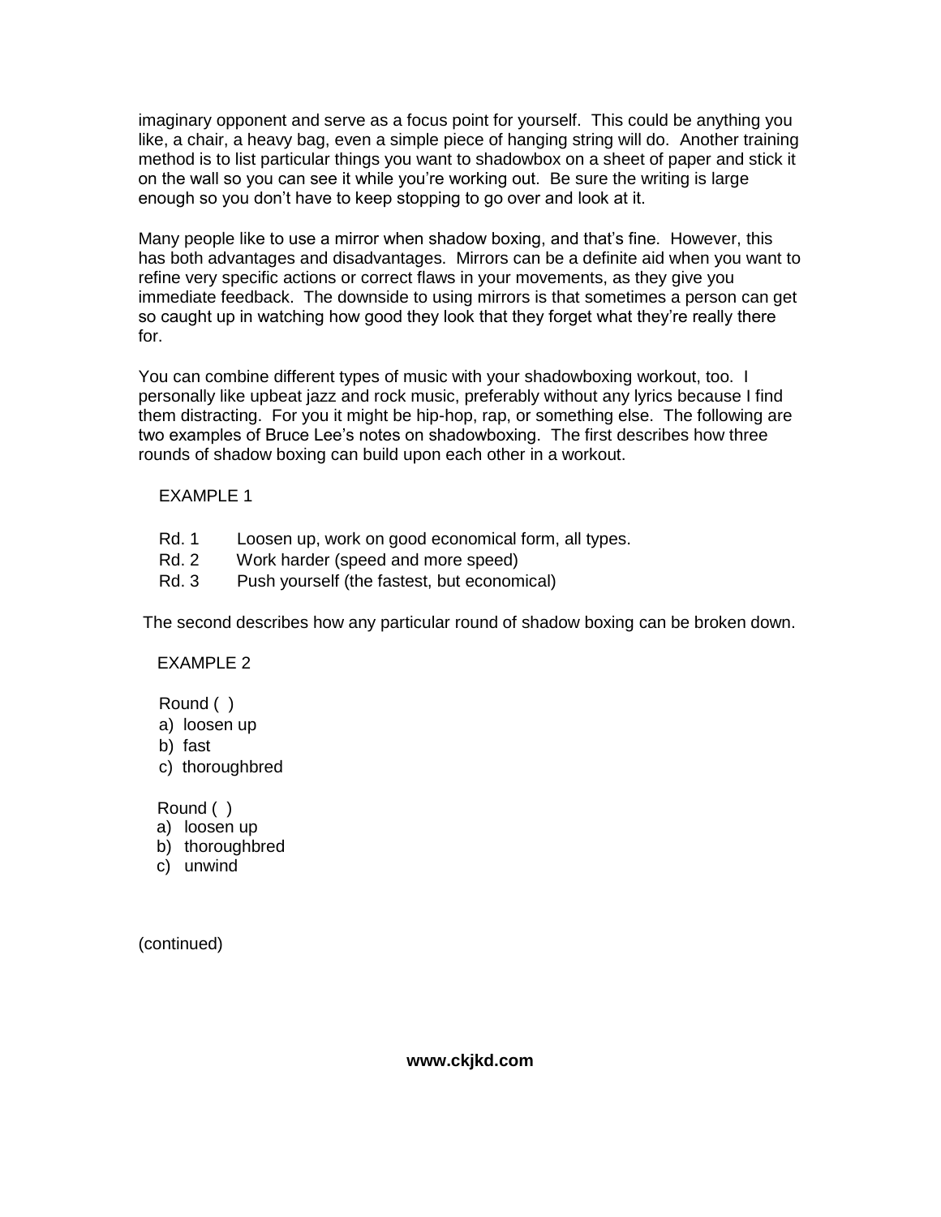imaginary opponent and serve as a focus point for yourself. This could be anything you like, a chair, a heavy bag, even a simple piece of hanging string will do. Another training method is to list particular things you want to shadowbox on a sheet of paper and stick it on the wall so you can see it while you're working out. Be sure the writing is large enough so you don't have to keep stopping to go over and look at it.

Many people like to use a mirror when shadow boxing, and that's fine. However, this has both advantages and disadvantages. Mirrors can be a definite aid when you want to refine very specific actions or correct flaws in your movements, as they give you immediate feedback. The downside to using mirrors is that sometimes a person can get so caught up in watching how good they look that they forget what they're really there for.

You can combine different types of music with your shadowboxing workout, too. I personally like upbeat jazz and rock music, preferably without any lyrics because I find them distracting. For you it might be hip-hop, rap, or something else. The following are two examples of Bruce Lee's notes on shadowboxing. The first describes how three rounds of shadow boxing can build upon each other in a workout.

EXAMPLE 1

Rd. 1 Loosen up, work on good economical form, all types.
Rd. 2 Work harder (speed and more speed)
Rd. 3 Push yourself (the fastest, but economical)

The second describes how any particular round of shadow boxing can be broken down.

EXAMPLE 2

Round ( )
a) loosen up
b) fast
c) thoroughbred

Round ( )
a) loosen up
b) thoroughbred
c) unwind

(continued)

**www.ckjkd.com**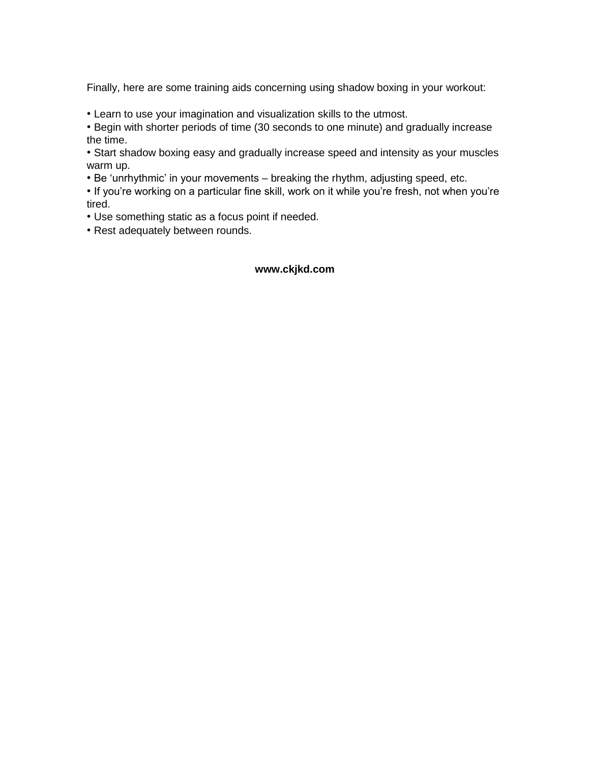Finally, here are some training aids concerning using shadow boxing in your workout:

- Learn to use your imagination and visualization skills to the utmost.
- Begin with shorter periods of time (30 seconds to one minute) and gradually increase the time.
- Start shadow boxing easy and gradually increase speed and intensity as your muscles warm up.
- Be 'unrhythmic' in your movements – breaking the rhythm, adjusting speed, etc.
- If you're working on a particular fine skill, work on it while you're fresh, not when you're tired.
- Use something static as a focus point if needed.
- Rest adequately between rounds.

**www.ckjkd.com**